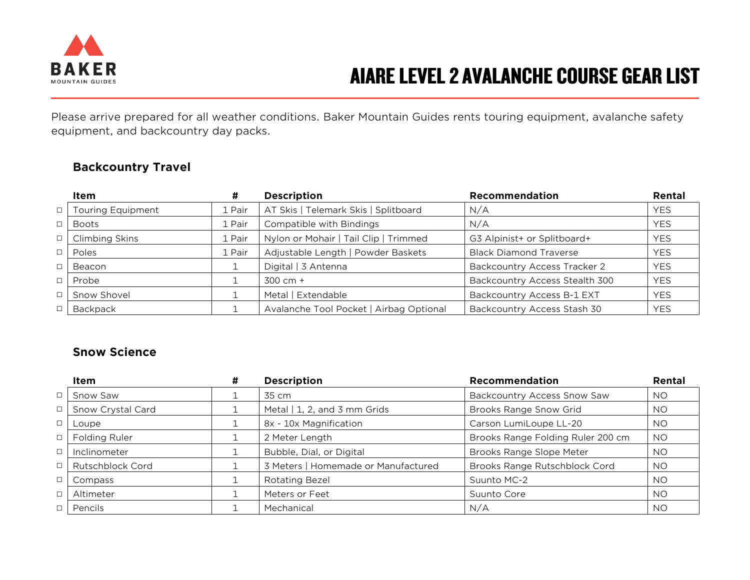BAKER MOUNTAIN GUIDES

# AIARE LEVEL 2 AVALANCHE COURSE GEAR LIST

Please arrive prepared for all weather conditions. Baker Mountain Guides rents touring equipment, avalanche safety equipment, and backcountry day packs.

### Backcountry Travel

| | Item | # | Description | Recommendation | Rental |
|---|---|---|---|---|---|
| ☐ | Touring Equipment | 1 Pair | AT Skis \| Telemark Skis \| Splitboard | N/A | YES |
| ☐ | Boots | 1 Pair | Compatible with Bindings | N/A | YES |
| ☐ | Climbing Skins | 1 Pair | Nylon or Mohair \| Tail Clip \| Trimmed | G3 Alpinist+ or Splitboard+ | YES |
| ☐ | Poles | 1 Pair | Adjustable Length \| Powder Baskets | Black Diamond Traverse | YES |
| ☐ | Beacon | 1 | Digital \| 3 Antenna | Backcountry Access Tracker 2 | YES |
| ☐ | Probe | 1 | 300 cm + | Backcountry Access Stealth 300 | YES |
| ☐ | Snow Shovel | 1 | Metal \| Extendable | Backcountry Access B-1 EXT | YES |
| ☐ | Backpack | 1 | Avalanche Tool Pocket \| Airbag Optional | Backcountry Access Stash 30 | YES |

### Snow Science

| | Item | # | Description | Recommendation | Rental |
|---|---|---|---|---|---|
| ☐ | Snow Saw | 1 | 35 cm | Backcountry Access Snow Saw | NO |
| ☐ | Snow Crystal Card | 1 | Metal \| 1, 2, and 3 mm Grids | Brooks Range Snow Grid | NO |
| ☐ | Loupe | 1 | 8x - 10x Magnification | Carson LumiLoupe LL-20 | NO |
| ☐ | Folding Ruler | 1 | 2 Meter Length | Brooks Range Folding Ruler 200 cm | NO |
| ☐ | Inclinometer | 1 | Bubble, Dial, or Digital | Brooks Range Slope Meter | NO |
| ☐ | Rutschblock Cord | 1 | 3 Meters \| Homemade or Manufactured | Brooks Range Rutschblock Cord | NO |
| ☐ | Compass | 1 | Rotating Bezel | Suunto MC-2 | NO |
| ☐ | Altimeter | 1 | Meters or Feet | Suunto Core | NO |
| ☐ | Pencils | 1 | Mechanical | N/A | NO |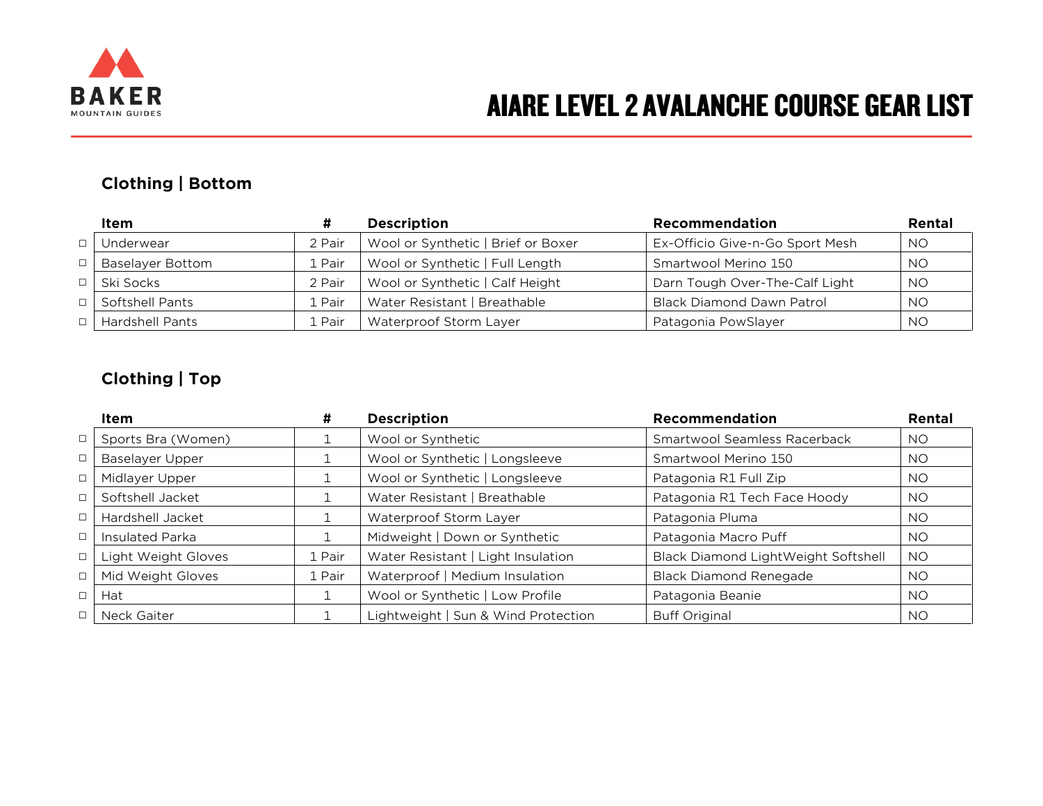BAKER MOUNTAIN GUIDES

# AIARE LEVEL 2 AVALANCHE COURSE GEAR LIST

## Clothing | Bottom

| | Item | # | Description | Recommendation | Rental |
|---|---|---|---|---|---|
| ☐ | Underwear | 2 Pair | Wool or Synthetic \| Brief or Boxer | Ex-Officio Give-n-Go Sport Mesh | NO |
| ☐ | Baselayer Bottom | 1 Pair | Wool or Synthetic \| Full Length | Smartwool Merino 150 | NO |
| ☐ | Ski Socks | 2 Pair | Wool or Synthetic \| Calf Height | Darn Tough Over-The-Calf Light | NO |
| ☐ | Softshell Pants | 1 Pair | Water Resistant \| Breathable | Black Diamond Dawn Patrol | NO |
| ☐ | Hardshell Pants | 1 Pair | Waterproof Storm Layer | Patagonia PowSlayer | NO |

## Clothing | Top

| | Item | # | Description | Recommendation | Rental |
|---|---|---|---|---|---|
| ☐ | Sports Bra (Women) | 1 | Wool or Synthetic | Smartwool Seamless Racerback | NO |
| ☐ | Baselayer Upper | 1 | Wool or Synthetic \| Longsleeve | Smartwool Merino 150 | NO |
| ☐ | Midlayer Upper | 1 | Wool or Synthetic \| Longsleeve | Patagonia R1 Full Zip | NO |
| ☐ | Softshell Jacket | 1 | Water Resistant \| Breathable | Patagonia R1 Tech Face Hoody | NO |
| ☐ | Hardshell Jacket | 1 | Waterproof Storm Layer | Patagonia Pluma | NO |
| ☐ | Insulated Parka | 1 | Midweight \| Down or Synthetic | Patagonia Macro Puff | NO |
| ☐ | Light Weight Gloves | 1 Pair | Water Resistant \| Light Insulation | Black Diamond LightWeight Softshell | NO |
| ☐ | Mid Weight Gloves | 1 Pair | Waterproof \| Medium Insulation | Black Diamond Renegade | NO |
| ☐ | Hat | 1 | Wool or Synthetic \| Low Profile | Patagonia Beanie | NO |
| ☐ | Neck Gaiter | 1 | Lightweight \| Sun & Wind Protection | Buff Original | NO |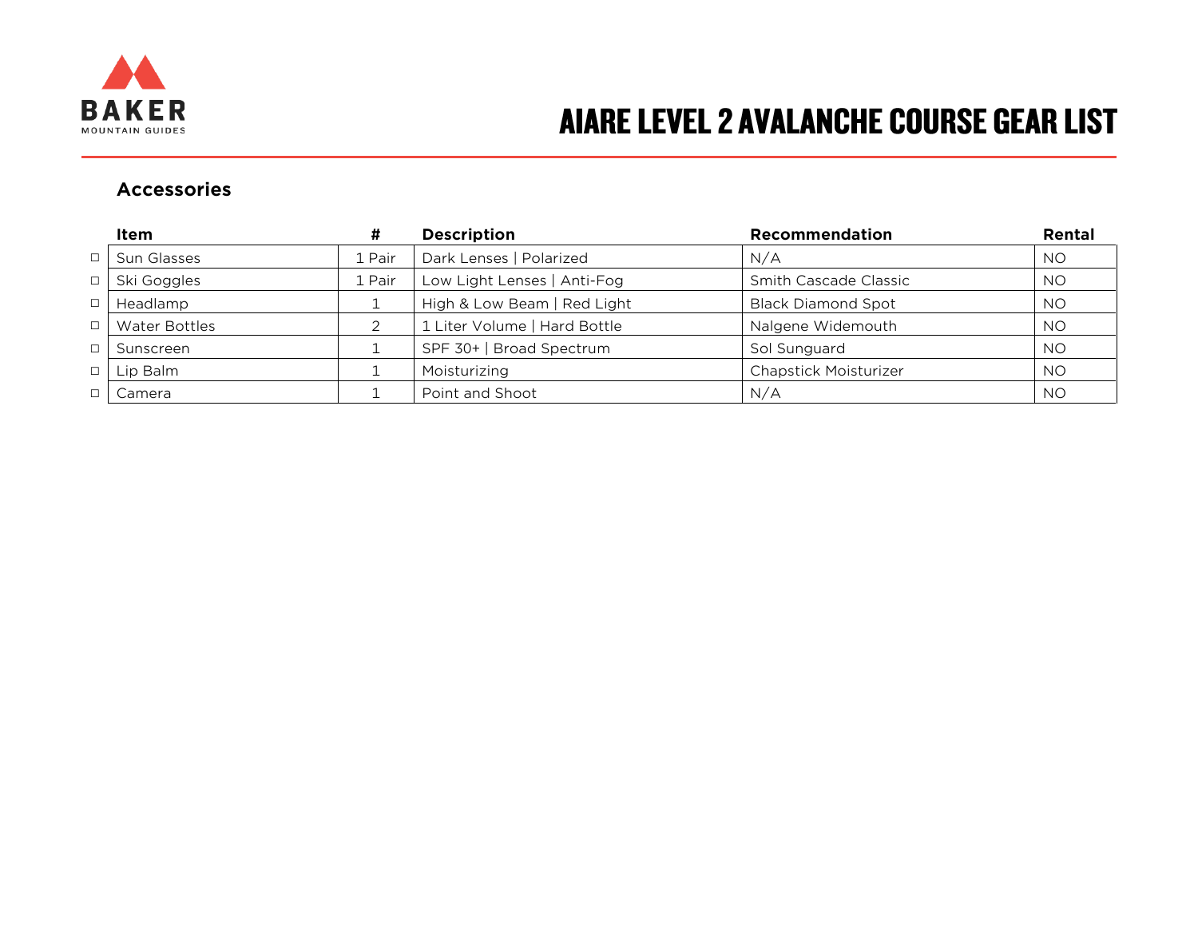# AIARE LEVEL 2 AVALANCHE COURSE GEAR LIST

## Accessories

| | Item | # | Description | Recommendation | Rental |
|---|---|---|---|---|---|
| ☐ | Sun Glasses | 1 Pair | Dark Lenses &#124; Polarized | N/A | NO |
| ☐ | Ski Goggles | 1 Pair | Low Light Lenses &#124; Anti-Fog | Smith Cascade Classic | NO |
| ☐ | Headlamp | 1 | High & Low Beam &#124; Red Light | Black Diamond Spot | NO |
| ☐ | Water Bottles | 2 | 1 Liter Volume &#124; Hard Bottle | Nalgene Widemouth | NO |
| ☐ | Sunscreen | 1 | SPF 30+ &#124; Broad Spectrum | Sol Sunguard | NO |
| ☐ | Lip Balm | 1 | Moisturizing | Chapstick Moisturizer | NO |
| ☐ | Camera | 1 | Point and Shoot | N/A | NO |